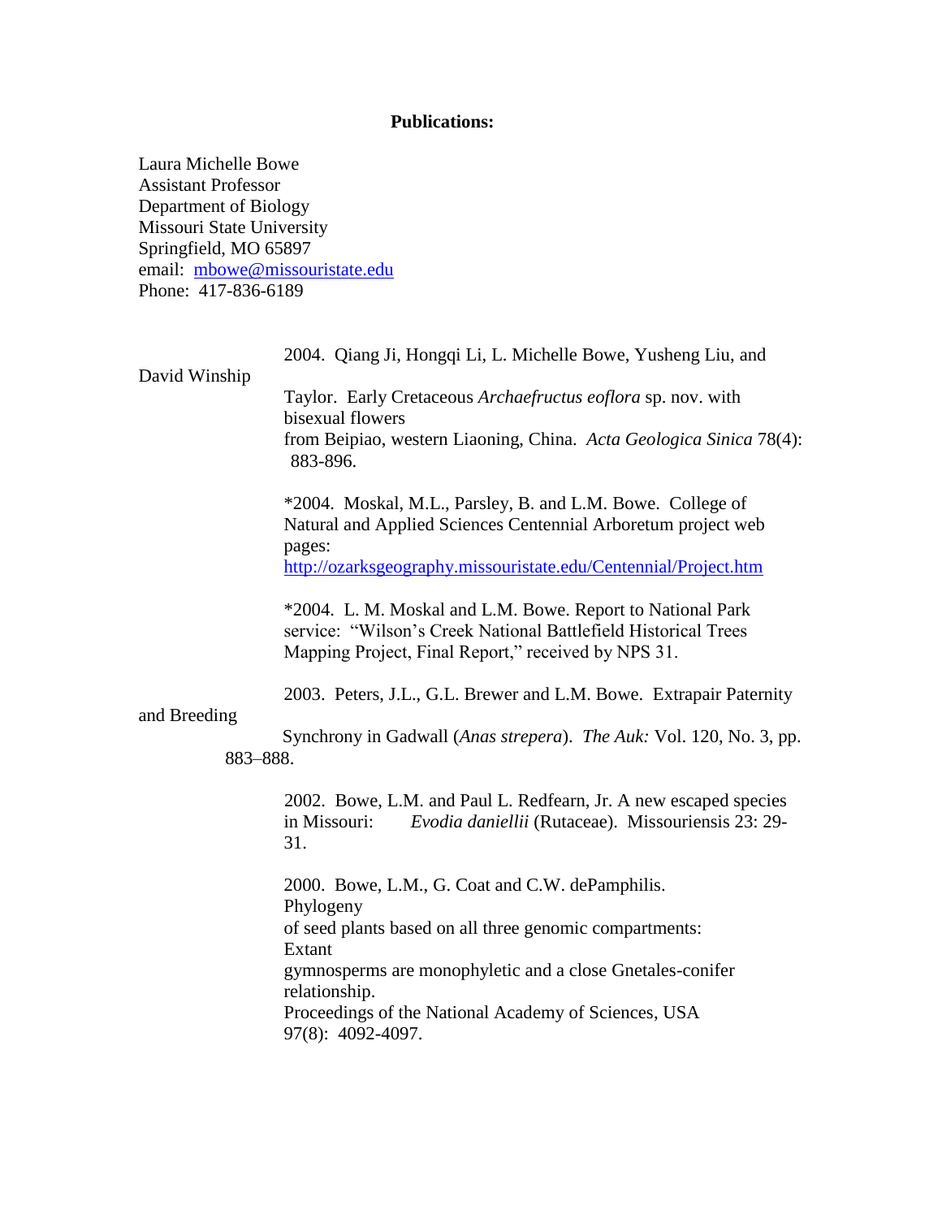**Publications:**

Laura Michelle Bowe
Assistant Professor
Department of Biology
Missouri State University
Springfield, MO 65897
email: mbowe@missouristate.edu
Phone: 417-836-6189

2004. Qiang Ji, Hongqi Li, L. Michelle Bowe, Yusheng Liu, and David Winship Taylor. Early Cretaceous *Archaefructus eoflora* sp. nov. with bisexual flowers from Beipiao, western Liaoning, China. *Acta Geologica Sinica* 78(4): 883-896.

*2004. Moskal, M.L., Parsley, B. and L.M. Bowe. College of Natural and Applied Sciences Centennial Arboretum project web pages: http://ozarksgeography.missouristate.edu/Centennial/Project.htm

*2004. L. M. Moskal and L.M. Bowe. Report to National Park service: "Wilson's Creek National Battlefield Historical Trees Mapping Project, Final Report," received by NPS 31.

2003. Peters, J.L., G.L. Brewer and L.M. Bowe. Extrapair Paternity and Breeding Synchrony in Gadwall (*Anas strepera*). *The Auk:* Vol. 120, No. 3, pp. 883–888.

2002. Bowe, L.M. and Paul L. Redfearn, Jr. A new escaped species in Missouri: *Evodia daniellii* (Rutaceae). Missouriensis 23: 29-31.

2000. Bowe, L.M., G. Coat and C.W. dePamphilis. Phylogeny of seed plants based on all three genomic compartments: Extant gymnosperms are monophyletic and a close Gnetales-conifer relationship. Proceedings of the National Academy of Sciences, USA 97(8): 4092-4097.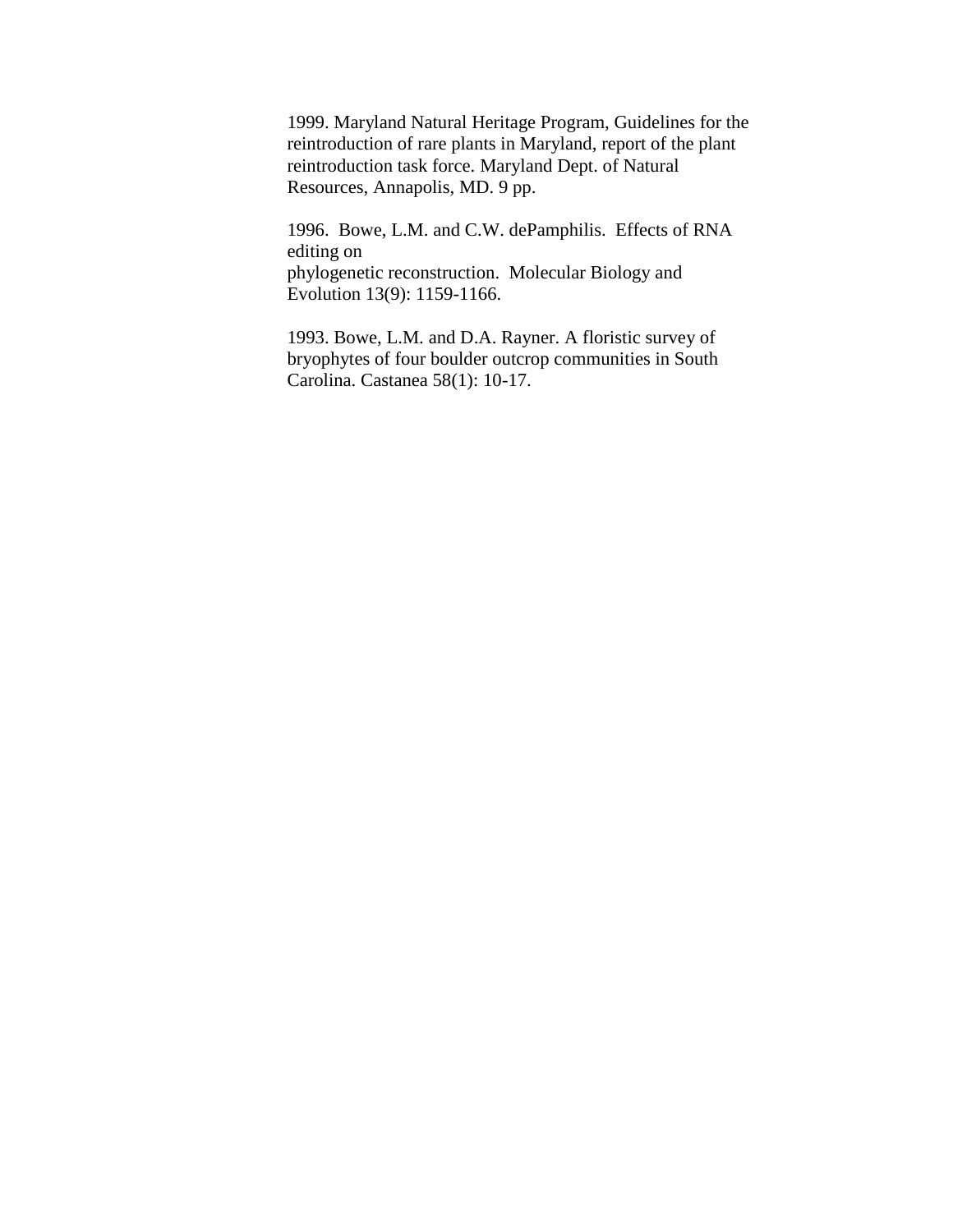1999. Maryland Natural Heritage Program, Guidelines for the reintroduction of rare plants in Maryland, report of the plant reintroduction task force. Maryland Dept. of Natural Resources, Annapolis, MD. 9 pp.

1996. Bowe, L.M. and C.W. dePamphilis. Effects of RNA editing on phylogenetic reconstruction. Molecular Biology and Evolution 13(9): 1159-1166.

1993. Bowe, L.M. and D.A. Rayner. A floristic survey of bryophytes of four boulder outcrop communities in South Carolina. Castanea 58(1): 10-17.